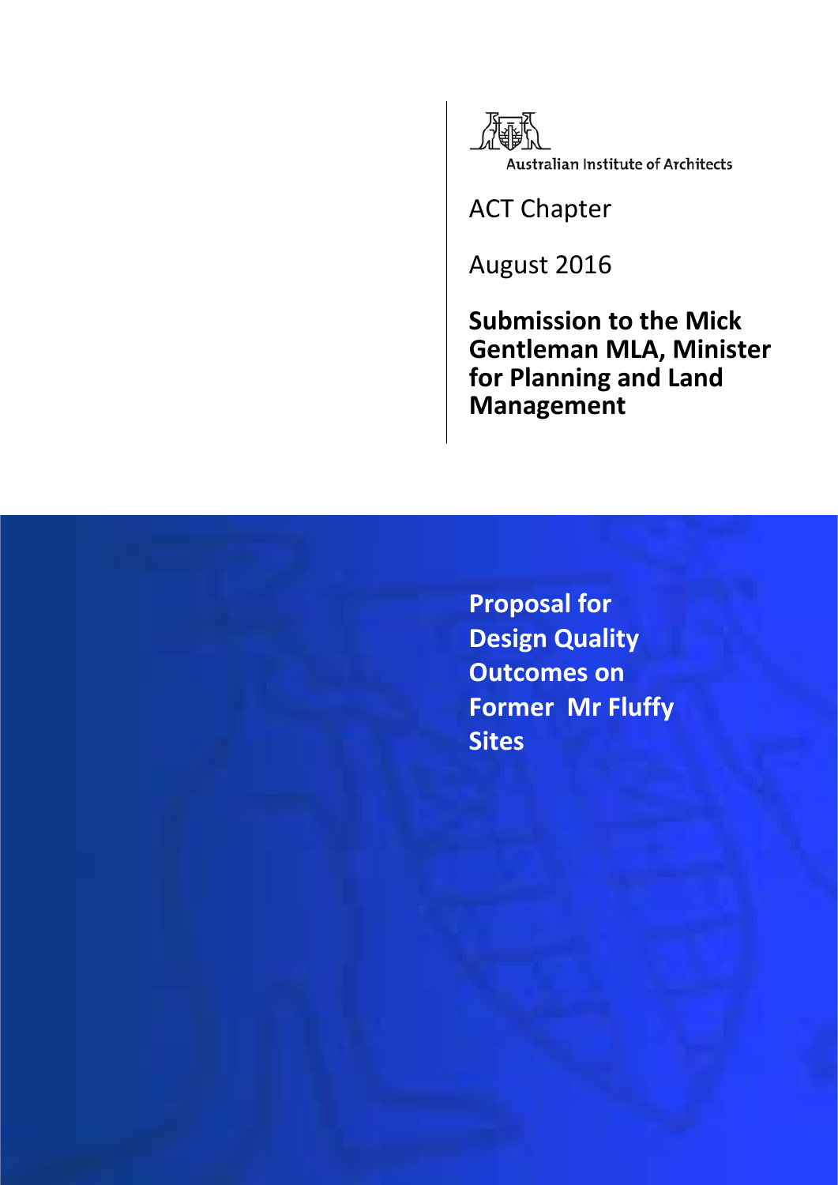Australian Institute of Architects

ACT Chapter

August 2016

**Submission to the Mick Gentleman MLA, Minister for Planning and Land Management**

# Proposal for Design Quality Outcomes on Former Mr Fluffy Sites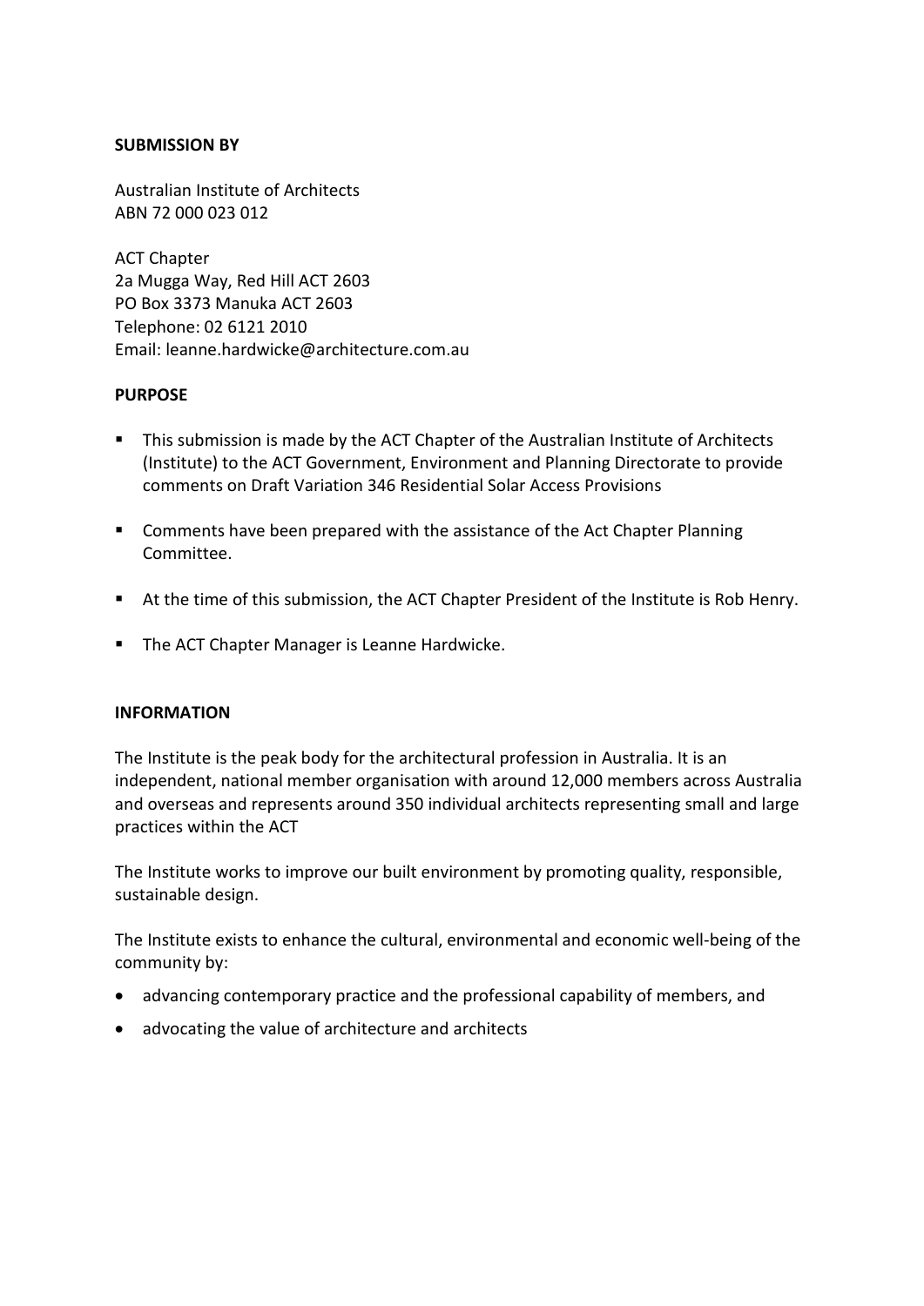**SUBMISSION BY**

Australian Institute of Architects
ABN 72 000 023 012

ACT Chapter
2a Mugga Way, Red Hill ACT 2603
PO Box 3373 Manuka ACT 2603
Telephone: 02 6121 2010
Email: leanne.hardwicke@architecture.com.au

**PURPOSE**

- This submission is made by the ACT Chapter of the Australian Institute of Architects (Institute) to the ACT Government, Environment and Planning Directorate to provide comments on Draft Variation 346 Residential Solar Access Provisions
- Comments have been prepared with the assistance of the Act Chapter Planning Committee.
- At the time of this submission, the ACT Chapter President of the Institute is Rob Henry.
- The ACT Chapter Manager is Leanne Hardwicke.

**INFORMATION**

The Institute is the peak body for the architectural profession in Australia. It is an independent, national member organisation with around 12,000 members across Australia and overseas and represents around 350 individual architects representing small and large practices within the ACT

The Institute works to improve our built environment by promoting quality, responsible, sustainable design.

The Institute exists to enhance the cultural, environmental and economic well-being of the community by:

- advancing contemporary practice and the professional capability of members, and
- advocating the value of architecture and architects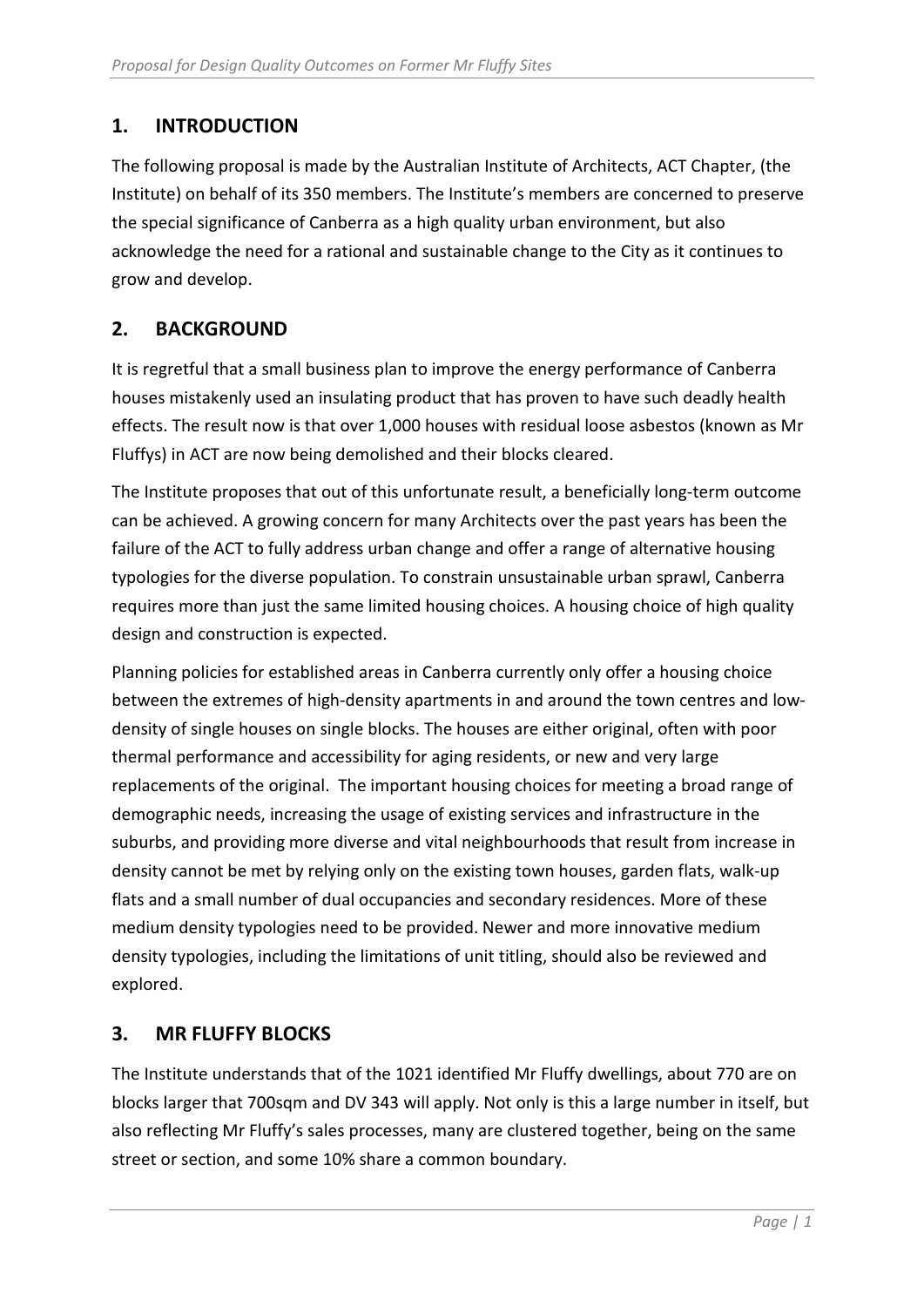## 1. INTRODUCTION

The following proposal is made by the Australian Institute of Architects, ACT Chapter, (the Institute) on behalf of its 350 members. The Institute's members are concerned to preserve the special significance of Canberra as a high quality urban environment, but also acknowledge the need for a rational and sustainable change to the City as it continues to grow and develop.

## 2. BACKGROUND

It is regretful that a small business plan to improve the energy performance of Canberra houses mistakenly used an insulating product that has proven to have such deadly health effects. The result now is that over 1,000 houses with residual loose asbestos (known as Mr Fluffys) in ACT are now being demolished and their blocks cleared.

The Institute proposes that out of this unfortunate result, a beneficially long-term outcome can be achieved. A growing concern for many Architects over the past years has been the failure of the ACT to fully address urban change and offer a range of alternative housing typologies for the diverse population. To constrain unsustainable urban sprawl, Canberra requires more than just the same limited housing choices. A housing choice of high quality design and construction is expected.

Planning policies for established areas in Canberra currently only offer a housing choice between the extremes of high-density apartments in and around the town centres and low-density of single houses on single blocks. The houses are either original, often with poor thermal performance and accessibility for aging residents, or new and very large replacements of the original. The important housing choices for meeting a broad range of demographic needs, increasing the usage of existing services and infrastructure in the suburbs, and providing more diverse and vital neighbourhoods that result from increase in density cannot be met by relying only on the existing town houses, garden flats, walk-up flats and a small number of dual occupancies and secondary residences. More of these medium density typologies need to be provided. Newer and more innovative medium density typologies, including the limitations of unit titling, should also be reviewed and explored.

## 3. MR FLUFFY BLOCKS

The Institute understands that of the 1021 identified Mr Fluffy dwellings, about 770 are on blocks larger that 700sqm and DV 343 will apply. Not only is this a large number in itself, but also reflecting Mr Fluffy's sales processes, many are clustered together, being on the same street or section, and some 10% share a common boundary.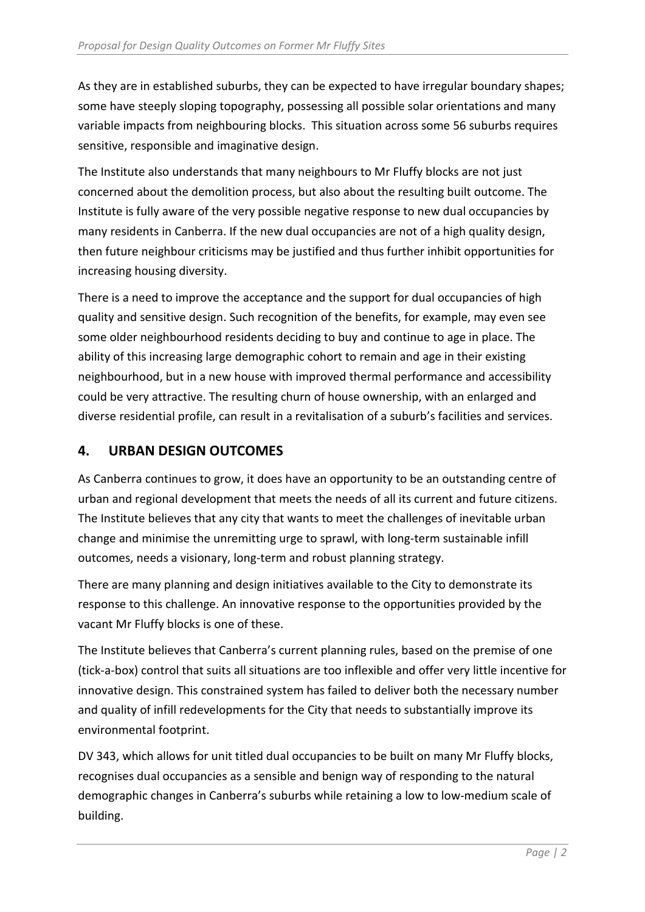As they are in established suburbs, they can be expected to have irregular boundary shapes; some have steeply sloping topography, possessing all possible solar orientations and many variable impacts from neighbouring blocks. This situation across some 56 suburbs requires sensitive, responsible and imaginative design.

The Institute also understands that many neighbours to Mr Fluffy blocks are not just concerned about the demolition process, but also about the resulting built outcome. The Institute is fully aware of the very possible negative response to new dual occupancies by many residents in Canberra. If the new dual occupancies are not of a high quality design, then future neighbour criticisms may be justified and thus further inhibit opportunities for increasing housing diversity.

There is a need to improve the acceptance and the support for dual occupancies of high quality and sensitive design. Such recognition of the benefits, for example, may even see some older neighbourhood residents deciding to buy and continue to age in place. The ability of this increasing large demographic cohort to remain and age in their existing neighbourhood, but in a new house with improved thermal performance and accessibility could be very attractive. The resulting churn of house ownership, with an enlarged and diverse residential profile, can result in a revitalisation of a suburb's facilities and services.

## 4. URBAN DESIGN OUTCOMES

As Canberra continues to grow, it does have an opportunity to be an outstanding centre of urban and regional development that meets the needs of all its current and future citizens. The Institute believes that any city that wants to meet the challenges of inevitable urban change and minimise the unremitting urge to sprawl, with long-term sustainable infill outcomes, needs a visionary, long-term and robust planning strategy.

There are many planning and design initiatives available to the City to demonstrate its response to this challenge. An innovative response to the opportunities provided by the vacant Mr Fluffy blocks is one of these.

The Institute believes that Canberra's current planning rules, based on the premise of one (tick-a-box) control that suits all situations are too inflexible and offer very little incentive for innovative design. This constrained system has failed to deliver both the necessary number and quality of infill redevelopments for the City that needs to substantially improve its environmental footprint.

DV 343, which allows for unit titled dual occupancies to be built on many Mr Fluffy blocks, recognises dual occupancies as a sensible and benign way of responding to the natural demographic changes in Canberra's suburbs while retaining a low to low-medium scale of building.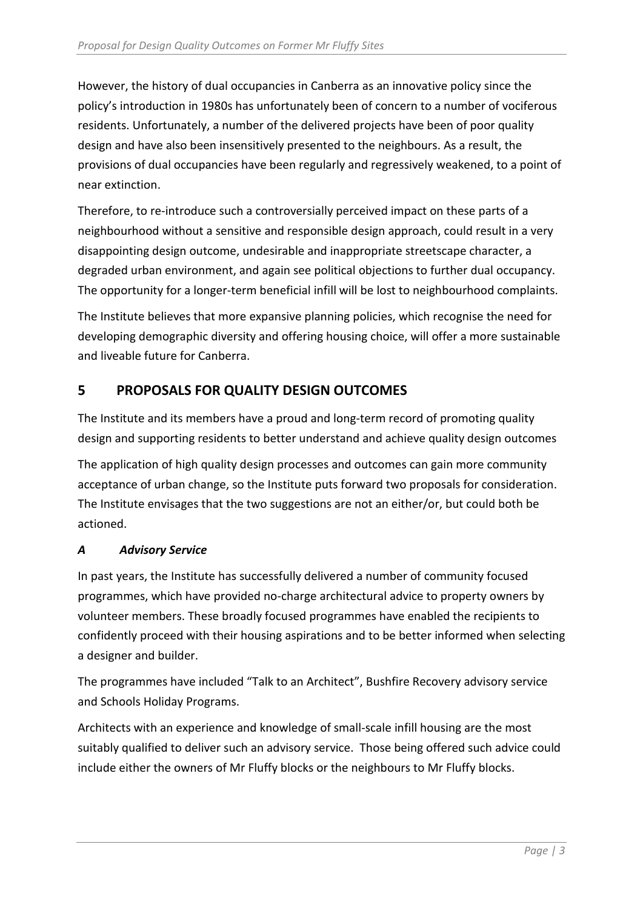However, the history of dual occupancies in Canberra as an innovative policy since the policy's introduction in 1980s has unfortunately been of concern to a number of vociferous residents. Unfortunately, a number of the delivered projects have been of poor quality design and have also been insensitively presented to the neighbours. As a result, the provisions of dual occupancies have been regularly and regressively weakened, to a point of near extinction.

Therefore, to re-introduce such a controversially perceived impact on these parts of a neighbourhood without a sensitive and responsible design approach, could result in a very disappointing design outcome, undesirable and inappropriate streetscape character, a degraded urban environment, and again see political objections to further dual occupancy. The opportunity for a longer-term beneficial infill will be lost to neighbourhood complaints.

The Institute believes that more expansive planning policies, which recognise the need for developing demographic diversity and offering housing choice, will offer a more sustainable and liveable future for Canberra.

## 5 PROPOSALS FOR QUALITY DESIGN OUTCOMES

The Institute and its members have a proud and long-term record of promoting quality design and supporting residents to better understand and achieve quality design outcomes

The application of high quality design processes and outcomes can gain more community acceptance of urban change, so the Institute puts forward two proposals for consideration. The Institute envisages that the two suggestions are not an either/or, but could both be actioned.

### *A Advisory Service*

In past years, the Institute has successfully delivered a number of community focused programmes, which have provided no-charge architectural advice to property owners by volunteer members. These broadly focused programmes have enabled the recipients to confidently proceed with their housing aspirations and to be better informed when selecting a designer and builder.

The programmes have included "Talk to an Architect", Bushfire Recovery advisory service and Schools Holiday Programs.

Architects with an experience and knowledge of small-scale infill housing are the most suitably qualified to deliver such an advisory service. Those being offered such advice could include either the owners of Mr Fluffy blocks or the neighbours to Mr Fluffy blocks.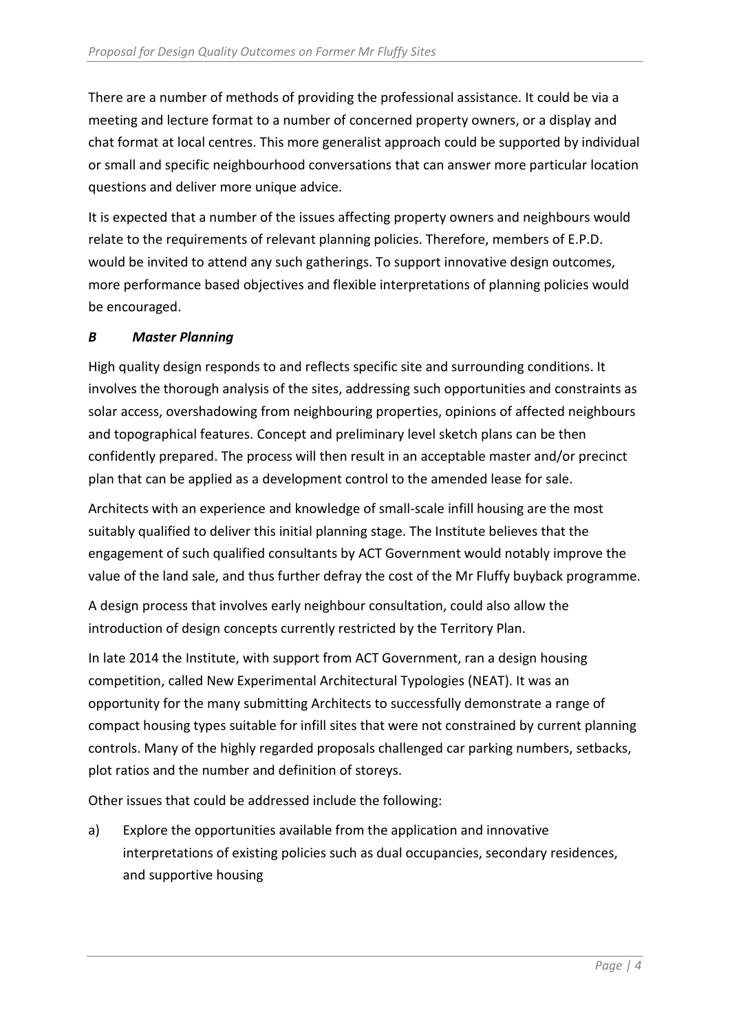There are a number of methods of providing the professional assistance. It could be via a meeting and lecture format to a number of concerned property owners, or a display and chat format at local centres. This more generalist approach could be supported by individual or small and specific neighbourhood conversations that can answer more particular location questions and deliver more unique advice.

It is expected that a number of the issues affecting property owners and neighbours would relate to the requirements of relevant planning policies. Therefore, members of E.P.D. would be invited to attend any such gatherings. To support innovative design outcomes, more performance based objectives and flexible interpretations of planning policies would be encouraged.

### *B Master Planning*

High quality design responds to and reflects specific site and surrounding conditions. It involves the thorough analysis of the sites, addressing such opportunities and constraints as solar access, overshadowing from neighbouring properties, opinions of affected neighbours and topographical features. Concept and preliminary level sketch plans can be then confidently prepared. The process will then result in an acceptable master and/or precinct plan that can be applied as a development control to the amended lease for sale.

Architects with an experience and knowledge of small-scale infill housing are the most suitably qualified to deliver this initial planning stage. The Institute believes that the engagement of such qualified consultants by ACT Government would notably improve the value of the land sale, and thus further defray the cost of the Mr Fluffy buyback programme.

A design process that involves early neighbour consultation, could also allow the introduction of design concepts currently restricted by the Territory Plan.

In late 2014 the Institute, with support from ACT Government, ran a design housing competition, called New Experimental Architectural Typologies (NEAT). It was an opportunity for the many submitting Architects to successfully demonstrate a range of compact housing types suitable for infill sites that were not constrained by current planning controls. Many of the highly regarded proposals challenged car parking numbers, setbacks, plot ratios and the number and definition of storeys.

Other issues that could be addressed include the following:

a) Explore the opportunities available from the application and innovative interpretations of existing policies such as dual occupancies, secondary residences, and supportive housing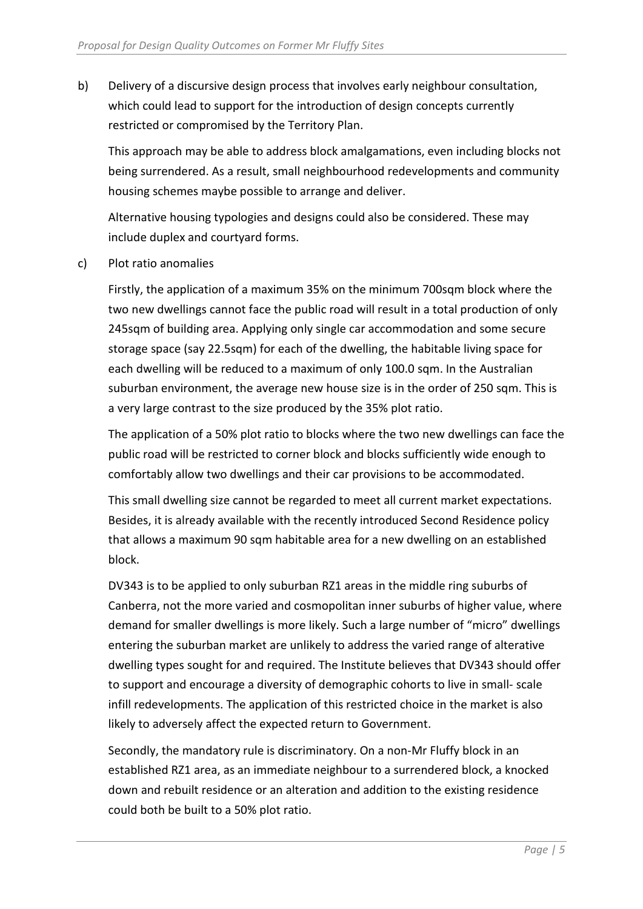b) Delivery of a discursive design process that involves early neighbour consultation, which could lead to support for the introduction of design concepts currently restricted or compromised by the Territory Plan.

   This approach may be able to address block amalgamations, even including blocks not being surrendered. As a result, small neighbourhood redevelopments and community housing schemes maybe possible to arrange and deliver.

   Alternative housing typologies and designs could also be considered. These may include duplex and courtyard forms.

c) Plot ratio anomalies

   Firstly, the application of a maximum 35% on the minimum 700sqm block where the two new dwellings cannot face the public road will result in a total production of only 245sqm of building area. Applying only single car accommodation and some secure storage space (say 22.5sqm) for each of the dwelling, the habitable living space for each dwelling will be reduced to a maximum of only 100.0 sqm. In the Australian suburban environment, the average new house size is in the order of 250 sqm. This is a very large contrast to the size produced by the 35% plot ratio.

   The application of a 50% plot ratio to blocks where the two new dwellings can face the public road will be restricted to corner block and blocks sufficiently wide enough to comfortably allow two dwellings and their car provisions to be accommodated.

   This small dwelling size cannot be regarded to meet all current market expectations. Besides, it is already available with the recently introduced Second Residence policy that allows a maximum 90 sqm habitable area for a new dwelling on an established block.

   DV343 is to be applied to only suburban RZ1 areas in the middle ring suburbs of Canberra, not the more varied and cosmopolitan inner suburbs of higher value, where demand for smaller dwellings is more likely. Such a large number of "micro" dwellings entering the suburban market are unlikely to address the varied range of alterative dwelling types sought for and required. The Institute believes that DV343 should offer to support and encourage a diversity of demographic cohorts to live in small- scale infill redevelopments. The application of this restricted choice in the market is also likely to adversely affect the expected return to Government.

   Secondly, the mandatory rule is discriminatory. On a non-Mr Fluffy block in an established RZ1 area, as an immediate neighbour to a surrendered block, a knocked down and rebuilt residence or an alteration and addition to the existing residence could both be built to a 50% plot ratio.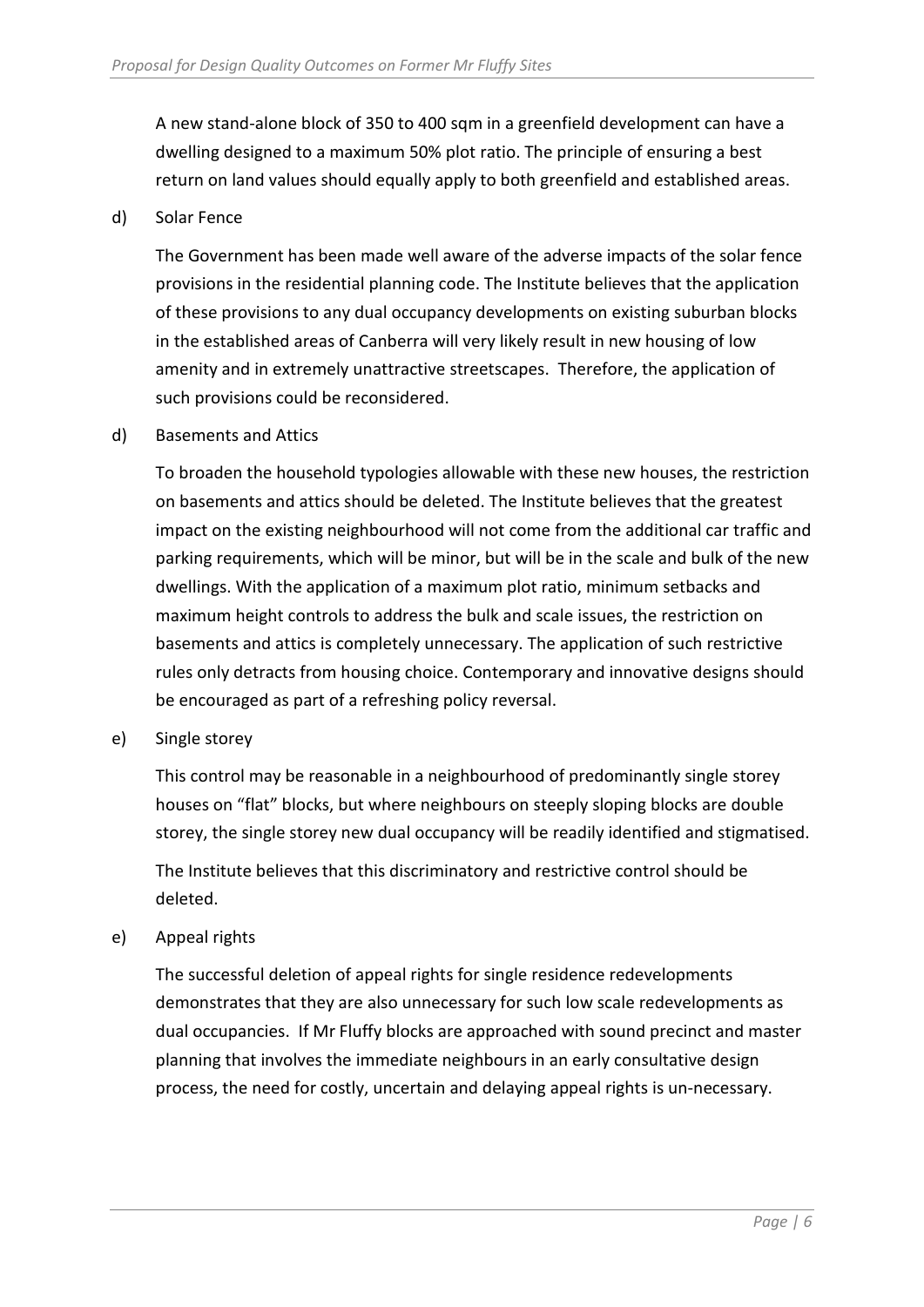A new stand-alone block of 350 to 400 sqm in a greenfield development can have a dwelling designed to a maximum 50% plot ratio. The principle of ensuring a best return on land values should equally apply to both greenfield and established areas.

d) Solar Fence

The Government has been made well aware of the adverse impacts of the solar fence provisions in the residential planning code. The Institute believes that the application of these provisions to any dual occupancy developments on existing suburban blocks in the established areas of Canberra will very likely result in new housing of low amenity and in extremely unattractive streetscapes. Therefore, the application of such provisions could be reconsidered.

d) Basements and Attics

To broaden the household typologies allowable with these new houses, the restriction on basements and attics should be deleted. The Institute believes that the greatest impact on the existing neighbourhood will not come from the additional car traffic and parking requirements, which will be minor, but will be in the scale and bulk of the new dwellings. With the application of a maximum plot ratio, minimum setbacks and maximum height controls to address the bulk and scale issues, the restriction on basements and attics is completely unnecessary. The application of such restrictive rules only detracts from housing choice. Contemporary and innovative designs should be encouraged as part of a refreshing policy reversal.

e) Single storey

This control may be reasonable in a neighbourhood of predominantly single storey houses on "flat" blocks, but where neighbours on steeply sloping blocks are double storey, the single storey new dual occupancy will be readily identified and stigmatised.

The Institute believes that this discriminatory and restrictive control should be deleted.

e) Appeal rights

The successful deletion of appeal rights for single residence redevelopments demonstrates that they are also unnecessary for such low scale redevelopments as dual occupancies. If Mr Fluffy blocks are approached with sound precinct and master planning that involves the immediate neighbours in an early consultative design process, the need for costly, uncertain and delaying appeal rights is un-necessary.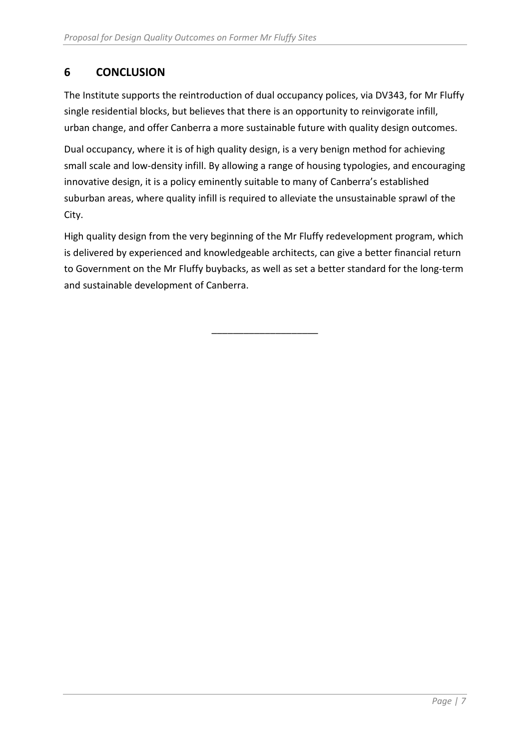## 6 CONCLUSION

The Institute supports the reintroduction of dual occupancy polices, via DV343, for Mr Fluffy single residential blocks, but believes that there is an opportunity to reinvigorate infill, urban change, and offer Canberra a more sustainable future with quality design outcomes.

Dual occupancy, where it is of high quality design, is a very benign method for achieving small scale and low-density infill. By allowing a range of housing typologies, and encouraging innovative design, it is a policy eminently suitable to many of Canberra's established suburban areas, where quality infill is required to alleviate the unsustainable sprawl of the City.

High quality design from the very beginning of the Mr Fluffy redevelopment program, which is delivered by experienced and knowledgeable architects, can give a better financial return to Government on the Mr Fluffy buybacks, as well as set a better standard for the long-term and sustainable development of Canberra.

---